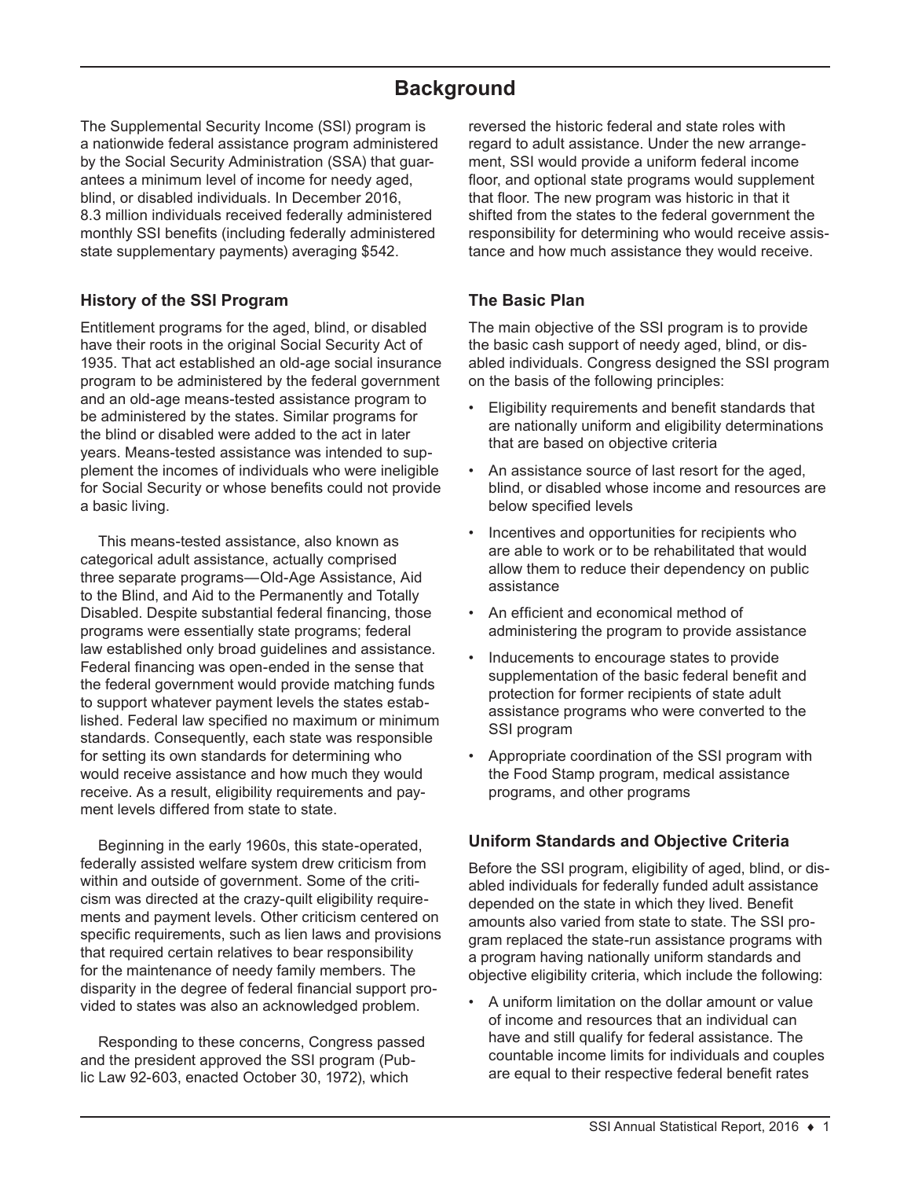# Background

The Supplemental Security Income (SSI) program is a nationwide federal assistance program administered by the Social Security Administration (SSA) that guarantees a minimum level of income for needy aged, blind, or disabled individuals. In December 2016, 8.3 million individuals received federally administered monthly SSI benefits (including federally administered state supplementary payments) averaging $542.

## History of the SSI Program

Entitlement programs for the aged, blind, or disabled have their roots in the original Social Security Act of 1935. That act established an old-age social insurance program to be administered by the federal government and an old-age means-tested assistance program to be administered by the states. Similar programs for the blind or disabled were added to the act in later years. Means-tested assistance was intended to supplement the incomes of individuals who were ineligible for Social Security or whose benefits could not provide a basic living.

This means-tested assistance, also known as categorical adult assistance, actually comprised three separate programs—Old-Age Assistance, Aid to the Blind, and Aid to the Permanently and Totally Disabled. Despite substantial federal financing, those programs were essentially state programs; federal law established only broad guidelines and assistance. Federal financing was open-ended in the sense that the federal government would provide matching funds to support whatever payment levels the states established. Federal law specified no maximum or minimum standards. Consequently, each state was responsible for setting its own standards for determining who would receive assistance and how much they would receive. As a result, eligibility requirements and payment levels differed from state to state.

Beginning in the early 1960s, this state-operated, federally assisted welfare system drew criticism from within and outside of government. Some of the criticism was directed at the crazy-quilt eligibility requirements and payment levels. Other criticism centered on specific requirements, such as lien laws and provisions that required certain relatives to bear responsibility for the maintenance of needy family members. The disparity in the degree of federal financial support provided to states was also an acknowledged problem.

Responding to these concerns, Congress passed and the president approved the SSI program (Public Law 92-603, enacted October 30, 1972), which reversed the historic federal and state roles with regard to adult assistance. Under the new arrangement, SSI would provide a uniform federal income floor, and optional state programs would supplement that floor. The new program was historic in that it shifted from the states to the federal government the responsibility for determining who would receive assistance and how much assistance they would receive.

## The Basic Plan

The main objective of the SSI program is to provide the basic cash support of needy aged, blind, or disabled individuals. Congress designed the SSI program on the basis of the following principles:

- Eligibility requirements and benefit standards that are nationally uniform and eligibility determinations that are based on objective criteria
- An assistance source of last resort for the aged, blind, or disabled whose income and resources are below specified levels
- Incentives and opportunities for recipients who are able to work or to be rehabilitated that would allow them to reduce their dependency on public assistance
- An efficient and economical method of administering the program to provide assistance
- Inducements to encourage states to provide supplementation of the basic federal benefit and protection for former recipients of state adult assistance programs who were converted to the SSI program
- Appropriate coordination of the SSI program with the Food Stamp program, medical assistance programs, and other programs

## Uniform Standards and Objective Criteria

Before the SSI program, eligibility of aged, blind, or disabled individuals for federally funded adult assistance depended on the state in which they lived. Benefit amounts also varied from state to state. The SSI program replaced the state-run assistance programs with a program having nationally uniform standards and objective eligibility criteria, which include the following:

- A uniform limitation on the dollar amount or value of income and resources that an individual can have and still qualify for federal assistance. The countable income limits for individuals and couples are equal to their respective federal benefit rates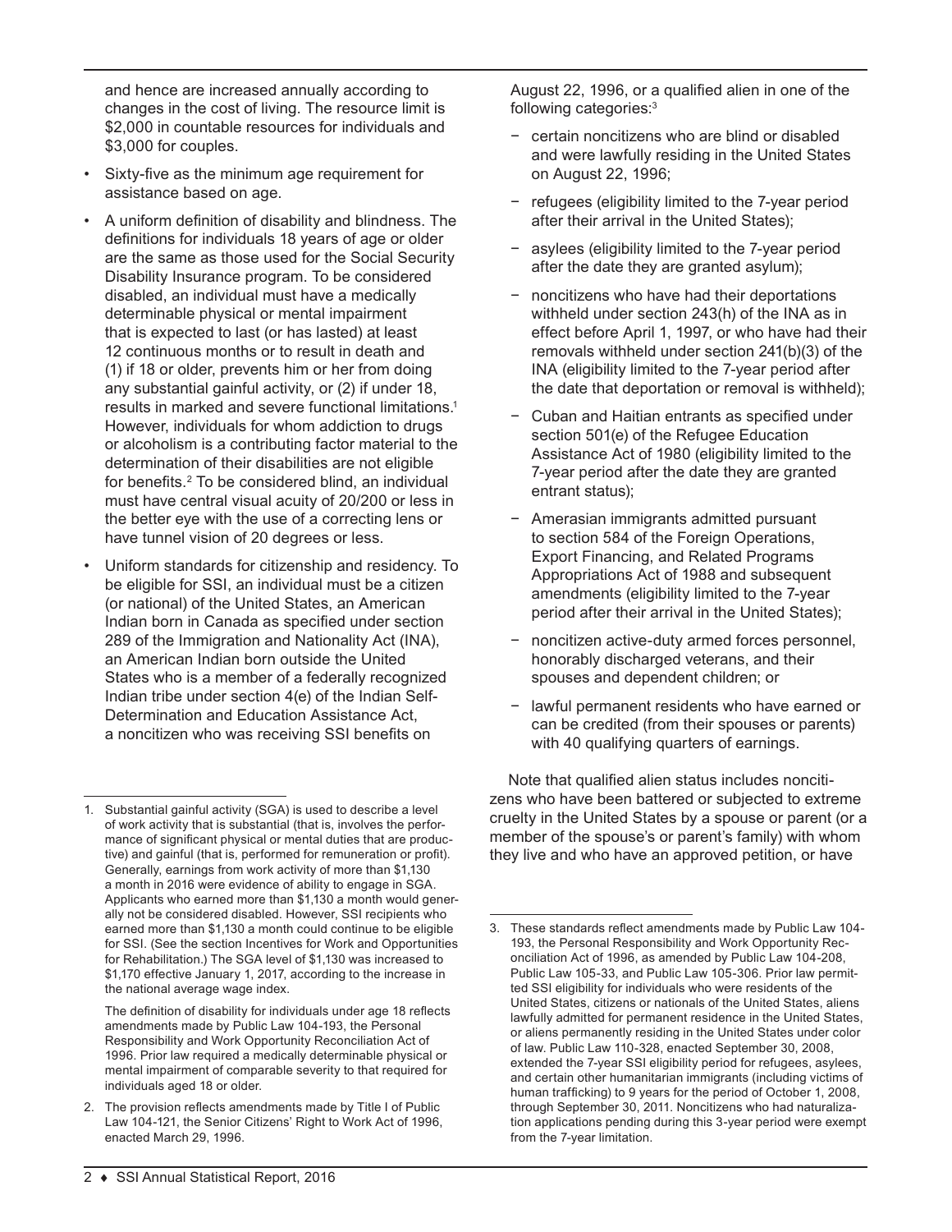and hence are increased annually according to changes in the cost of living. The resource limit is $2,000 in countable resources for individuals and $3,000 for couples.

- Sixty-five as the minimum age requirement for assistance based on age.
- A uniform definition of disability and blindness. The definitions for individuals 18 years of age or older are the same as those used for the Social Security Disability Insurance program. To be considered disabled, an individual must have a medically determinable physical or mental impairment that is expected to last (or has lasted) at least 12 continuous months or to result in death and (1) if 18 or older, prevents him or her from doing any substantial gainful activity, or (2) if under 18, results in marked and severe functional limitations.[1] However, individuals for whom addiction to drugs or alcoholism is a contributing factor material to the determination of their disabilities are not eligible for benefits.[2] To be considered blind, an individual must have central visual acuity of 20/200 or less in the better eye with the use of a correcting lens or have tunnel vision of 20 degrees or less.
- Uniform standards for citizenship and residency. To be eligible for SSI, an individual must be a citizen (or national) of the United States, an American Indian born in Canada as specified under section 289 of the Immigration and Nationality Act (INA), an American Indian born outside the United States who is a member of a federally recognized Indian tribe under section 4(e) of the Indian Self-Determination and Education Assistance Act, a noncitizen who was receiving SSI benefits on August 22, 1996, or a qualified alien in one of the following categories:[3]
  - certain noncitizens who are blind or disabled and were lawfully residing in the United States on August 22, 1996;
  - refugees (eligibility limited to the 7-year period after their arrival in the United States);
  - asylees (eligibility limited to the 7-year period after the date they are granted asylum);
  - noncitizens who have had their deportations withheld under section 243(h) of the INA as in effect before April 1, 1997, or who have had their removals withheld under section 241(b)(3) of the INA (eligibility limited to the 7-year period after the date that deportation or removal is withheld);
  - Cuban and Haitian entrants as specified under section 501(e) of the Refugee Education Assistance Act of 1980 (eligibility limited to the 7-year period after the date they are granted entrant status);
  - Amerasian immigrants admitted pursuant to section 584 of the Foreign Operations, Export Financing, and Related Programs Appropriations Act of 1988 and subsequent amendments (eligibility limited to the 7-year period after their arrival in the United States);
  - noncitizen active-duty armed forces personnel, honorably discharged veterans, and their spouses and dependent children; or
  - lawful permanent residents who have earned or can be credited (from their spouses or parents) with 40 qualifying quarters of earnings.

Note that qualified alien status includes noncitizens who have been battered or subjected to extreme cruelty in the United States by a spouse or parent (or a member of the spouse's or parent's family) with whom they live and who have an approved petition, or have

---

1. Substantial gainful activity (SGA) is used to describe a level of work activity that is substantial (that is, involves the performance of significant physical or mental duties that are productive) and gainful (that is, performed for remuneration or profit). Generally, earnings from work activity of more than $1,130 a month in 2016 were evidence of ability to engage in SGA. Applicants who earned more than $1,130 a month would generally not be considered disabled. However, SSI recipients who earned more than $1,130 a month could continue to be eligible for SSI. (See the section Incentives for Work and Opportunities for Rehabilitation.) The SGA level of $1,130 was increased to $1,170 effective January 1, 2017, according to the increase in the national average wage index.

   The definition of disability for individuals under age 18 reflects amendments made by Public Law 104-193, the Personal Responsibility and Work Opportunity Reconciliation Act of 1996. Prior law required a medically determinable physical or mental impairment of comparable severity to that required for individuals aged 18 or older.

2. The provision reflects amendments made by Title I of Public Law 104-121, the Senior Citizens' Right to Work Act of 1996, enacted March 29, 1996.

3. These standards reflect amendments made by Public Law 104-193, the Personal Responsibility and Work Opportunity Reconciliation Act of 1996, as amended by Public Law 104-208, Public Law 105-33, and Public Law 105-306. Prior law permitted SSI eligibility for individuals who were residents of the United States, citizens or nationals of the United States, aliens lawfully admitted for permanent residence in the United States, or aliens permanently residing in the United States under color of law. Public Law 110-328, enacted September 30, 2008, extended the 7-year SSI eligibility period for refugees, asylees, and certain other humanitarian immigrants (including victims of human trafficking) to 9 years for the period of October 1, 2008, through September 30, 2011. Noncitizens who had naturalization applications pending during this 3-year period were exempt from the 7-year limitation.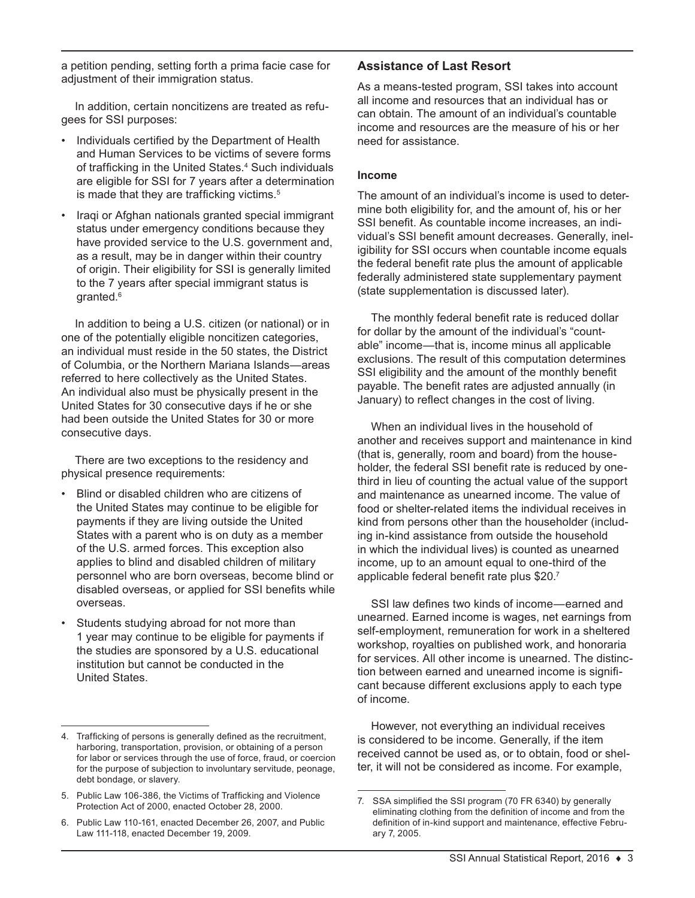a petition pending, setting forth a prima facie case for adjustment of their immigration status.

In addition, certain noncitizens are treated as refugees for SSI purposes:

- Individuals certified by the Department of Health and Human Services to be victims of severe forms of trafficking in the United States.[4] Such individuals are eligible for SSI for 7 years after a determination is made that they are trafficking victims.[5]
- Iraqi or Afghan nationals granted special immigrant status under emergency conditions because they have provided service to the U.S. government and, as a result, may be in danger within their country of origin. Their eligibility for SSI is generally limited to the 7 years after special immigrant status is granted.[6]

In addition to being a U.S. citizen (or national) or in one of the potentially eligible noncitizen categories, an individual must reside in the 50 states, the District of Columbia, or the Northern Mariana Islands—areas referred to here collectively as the United States. An individual also must be physically present in the United States for 30 consecutive days if he or she had been outside the United States for 30 or more consecutive days.

There are two exceptions to the residency and physical presence requirements:

- Blind or disabled children who are citizens of the United States may continue to be eligible for payments if they are living outside the United States with a parent who is on duty as a member of the U.S. armed forces. This exception also applies to blind and disabled children of military personnel who are born overseas, become blind or disabled overseas, or applied for SSI benefits while overseas.
- Students studying abroad for not more than 1 year may continue to be eligible for payments if the studies are sponsored by a U.S. educational institution but cannot be conducted in the United States.

4. Trafficking of persons is generally defined as the recruitment, harboring, transportation, provision, or obtaining of a person for labor or services through the use of force, fraud, or coercion for the purpose of subjection to involuntary servitude, peonage, debt bondage, or slavery.

5. Public Law 106-386, the Victims of Trafficking and Violence Protection Act of 2000, enacted October 28, 2000.

6. Public Law 110-161, enacted December 26, 2007, and Public Law 111-118, enacted December 19, 2009.

## Assistance of Last Resort

As a means-tested program, SSI takes into account all income and resources that an individual has or can obtain. The amount of an individual's countable income and resources are the measure of his or her need for assistance.

### Income

The amount of an individual's income is used to determine both eligibility for, and the amount of, his or her SSI benefit. As countable income increases, an individual's SSI benefit amount decreases. Generally, ineligibility for SSI occurs when countable income equals the federal benefit rate plus the amount of applicable federally administered state supplementary payment (state supplementation is discussed later).

The monthly federal benefit rate is reduced dollar for dollar by the amount of the individual's "countable" income—that is, income minus all applicable exclusions. The result of this computation determines SSI eligibility and the amount of the monthly benefit payable. The benefit rates are adjusted annually (in January) to reflect changes in the cost of living.

When an individual lives in the household of another and receives support and maintenance in kind (that is, generally, room and board) from the householder, the federal SSI benefit rate is reduced by one-third in lieu of counting the actual value of the support and maintenance as unearned income. The value of food or shelter-related items the individual receives in kind from persons other than the householder (including in-kind assistance from outside the household in which the individual lives) is counted as unearned income, up to an amount equal to one-third of the applicable federal benefit rate plus $20.[7]

SSI law defines two kinds of income—earned and unearned. Earned income is wages, net earnings from self-employment, remuneration for work in a sheltered workshop, royalties on published work, and honoraria for services. All other income is unearned. The distinction between earned and unearned income is significant because different exclusions apply to each type of income.

However, not everything an individual receives is considered to be income. Generally, if the item received cannot be used as, or to obtain, food or shelter, it will not be considered as income. For example,

7. SSA simplified the SSI program (70 FR 6340) by generally eliminating clothing from the definition of income and from the definition of in-kind support and maintenance, effective February 7, 2005.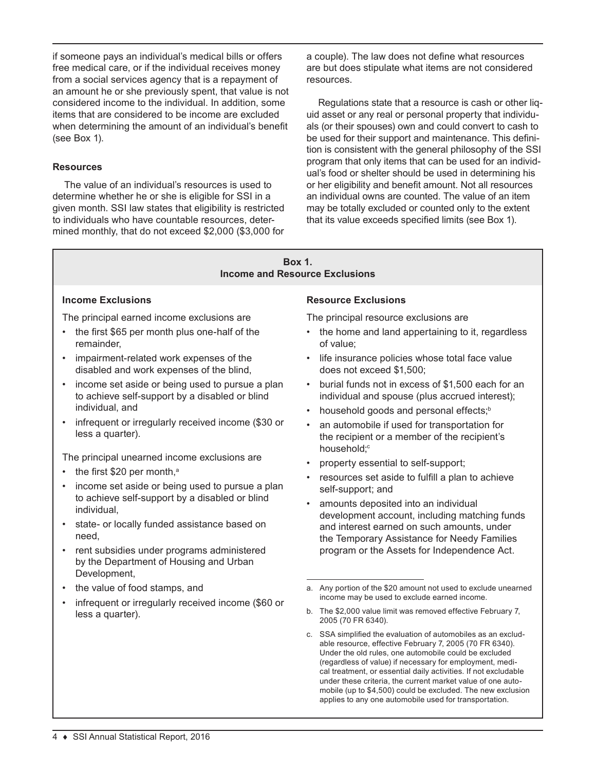if someone pays an individual's medical bills or offers free medical care, or if the individual receives money from a social services agency that is a repayment of an amount he or she previously spent, that value is not considered income to the individual. In addition, some items that are considered to be income are excluded when determining the amount of an individual's benefit (see Box 1).

### Resources

The value of an individual's resources is used to determine whether he or she is eligible for SSI in a given month. SSI law states that eligibility is restricted to individuals who have countable resources, determined monthly, that do not exceed $2,000 ($3,000 for a couple). The law does not define what resources are but does stipulate what items are not considered resources.

Regulations state that a resource is cash or other liquid asset or any real or personal property that individuals (or their spouses) own and could convert to cash to be used for their support and maintenance. This definition is consistent with the general philosophy of the SSI program that only items that can be used for an individual's food or shelter should be used in determining his or her eligibility and benefit amount. Not all resources an individual owns are counted. The value of an item may be totally excluded or counted only to the extent that its value exceeds specified limits (see Box 1).

**Box 1.**
**Income and Resource Exclusions**

#### Income Exclusions

The principal earned income exclusions are

- the first $65 per month plus one-half of the remainder,
- impairment-related work expenses of the disabled and work expenses of the blind,
- income set aside or being used to pursue a plan to achieve self-support by a disabled or blind individual, and
- infrequent or irregularly received income ($30 or less a quarter).

The principal unearned income exclusions are

- the first $20 per month,[a]
- income set aside or being used to pursue a plan to achieve self-support by a disabled or blind individual,
- state- or locally funded assistance based on need,
- rent subsidies under programs administered by the Department of Housing and Urban Development,
- the value of food stamps, and
- infrequent or irregularly received income ($60 or less a quarter).

#### Resource Exclusions

The principal resource exclusions are

- the home and land appertaining to it, regardless of value;
- life insurance policies whose total face value does not exceed $1,500;
- burial funds not in excess of $1,500 each for an individual and spouse (plus accrued interest);
- household goods and personal effects;[b]
- an automobile if used for transportation for the recipient or a member of the recipient's household;[c]
- property essential to self-support;
- resources set aside to fulfill a plan to achieve self-support; and
- amounts deposited into an individual development account, including matching funds and interest earned on such amounts, under the Temporary Assistance for Needy Families program or the Assets for Independence Act.

a. Any portion of the $20 amount not used to exclude unearned income may be used to exclude earned income.

b. The $2,000 value limit was removed effective February 7, 2005 (70 FR 6340).

c. SSA simplified the evaluation of automobiles as an excludable resource, effective February 7, 2005 (70 FR 6340). Under the old rules, one automobile could be excluded (regardless of value) if necessary for employment, medical treatment, or essential daily activities. If not excludable under these criteria, the current market value of one automobile (up to $4,500) could be excluded. The new exclusion applies to any one automobile used for transportation.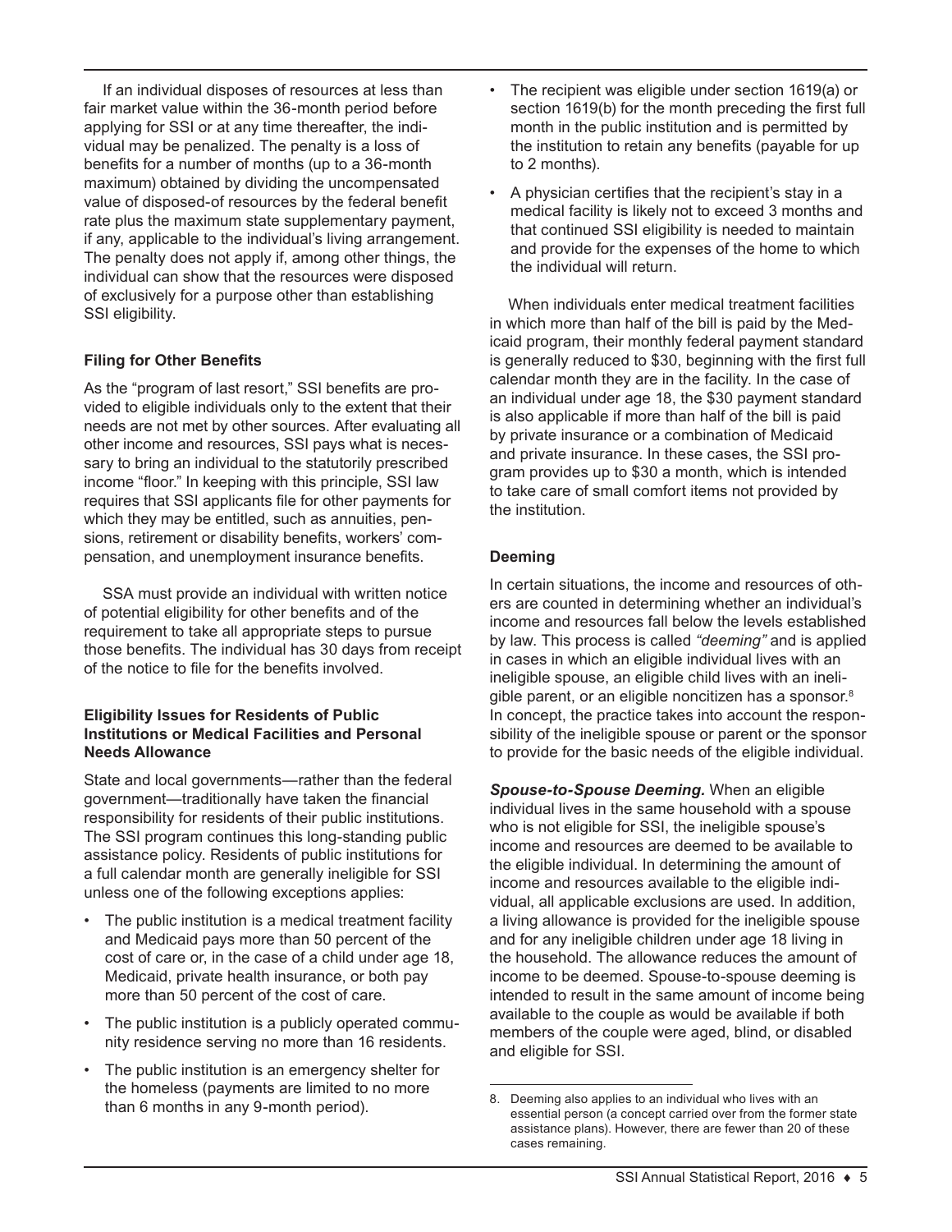If an individual disposes of resources at less than fair market value within the 36-month period before applying for SSI or at any time thereafter, the individual may be penalized. The penalty is a loss of benefits for a number of months (up to a 36-month maximum) obtained by dividing the uncompensated value of disposed-of resources by the federal benefit rate plus the maximum state supplementary payment, if any, applicable to the individual's living arrangement. The penalty does not apply if, among other things, the individual can show that the resources were disposed of exclusively for a purpose other than establishing SSI eligibility.

### Filing for Other Benefits

As the "program of last resort," SSI benefits are provided to eligible individuals only to the extent that their needs are not met by other sources. After evaluating all other income and resources, SSI pays what is necessary to bring an individual to the statutorily prescribed income "floor." In keeping with this principle, SSI law requires that SSI applicants file for other payments for which they may be entitled, such as annuities, pensions, retirement or disability benefits, workers' compensation, and unemployment insurance benefits.

SSA must provide an individual with written notice of potential eligibility for other benefits and of the requirement to take all appropriate steps to pursue those benefits. The individual has 30 days from receipt of the notice to file for the benefits involved.

### Eligibility Issues for Residents of Public Institutions or Medical Facilities and Personal Needs Allowance

State and local governments—rather than the federal government—traditionally have taken the financial responsibility for residents of their public institutions. The SSI program continues this long-standing public assistance policy. Residents of public institutions for a full calendar month are generally ineligible for SSI unless one of the following exceptions applies:

- The public institution is a medical treatment facility and Medicaid pays more than 50 percent of the cost of care or, in the case of a child under age 18, Medicaid, private health insurance, or both pay more than 50 percent of the cost of care.
- The public institution is a publicly operated community residence serving no more than 16 residents.
- The public institution is an emergency shelter for the homeless (payments are limited to no more than 6 months in any 9-month period).
- The recipient was eligible under section 1619(a) or section 1619(b) for the month preceding the first full month in the public institution and is permitted by the institution to retain any benefits (payable for up to 2 months).
- A physician certifies that the recipient's stay in a medical facility is likely not to exceed 3 months and that continued SSI eligibility is needed to maintain and provide for the expenses of the home to which the individual will return.

When individuals enter medical treatment facilities in which more than half of the bill is paid by the Medicaid program, their monthly federal payment standard is generally reduced to $30, beginning with the first full calendar month they are in the facility. In the case of an individual under age 18, the $30 payment standard is also applicable if more than half of the bill is paid by private insurance or a combination of Medicaid and private insurance. In these cases, the SSI program provides up to $30 a month, which is intended to take care of small comfort items not provided by the institution.

### Deeming

In certain situations, the income and resources of others are counted in determining whether an individual's income and resources fall below the levels established by law. This process is called *"deeming"* and is applied in cases in which an eligible individual lives with an ineligible spouse, an eligible child lives with an ineligible parent, or an eligible noncitizen has a sponsor.[8] In concept, the practice takes into account the responsibility of the ineligible spouse or parent or the sponsor to provide for the basic needs of the eligible individual.

***Spouse-to-Spouse Deeming.*** When an eligible individual lives in the same household with a spouse who is not eligible for SSI, the ineligible spouse's income and resources are deemed to be available to the eligible individual. In determining the amount of income and resources available to the eligible individual, all applicable exclusions are used. In addition, a living allowance is provided for the ineligible spouse and for any ineligible children under age 18 living in the household. The allowance reduces the amount of income to be deemed. Spouse-to-spouse deeming is intended to result in the same amount of income being available to the couple as would be available if both members of the couple were aged, blind, or disabled and eligible for SSI.

---

8. Deeming also applies to an individual who lives with an essential person (a concept carried over from the former state assistance plans). However, there are fewer than 20 of these cases remaining.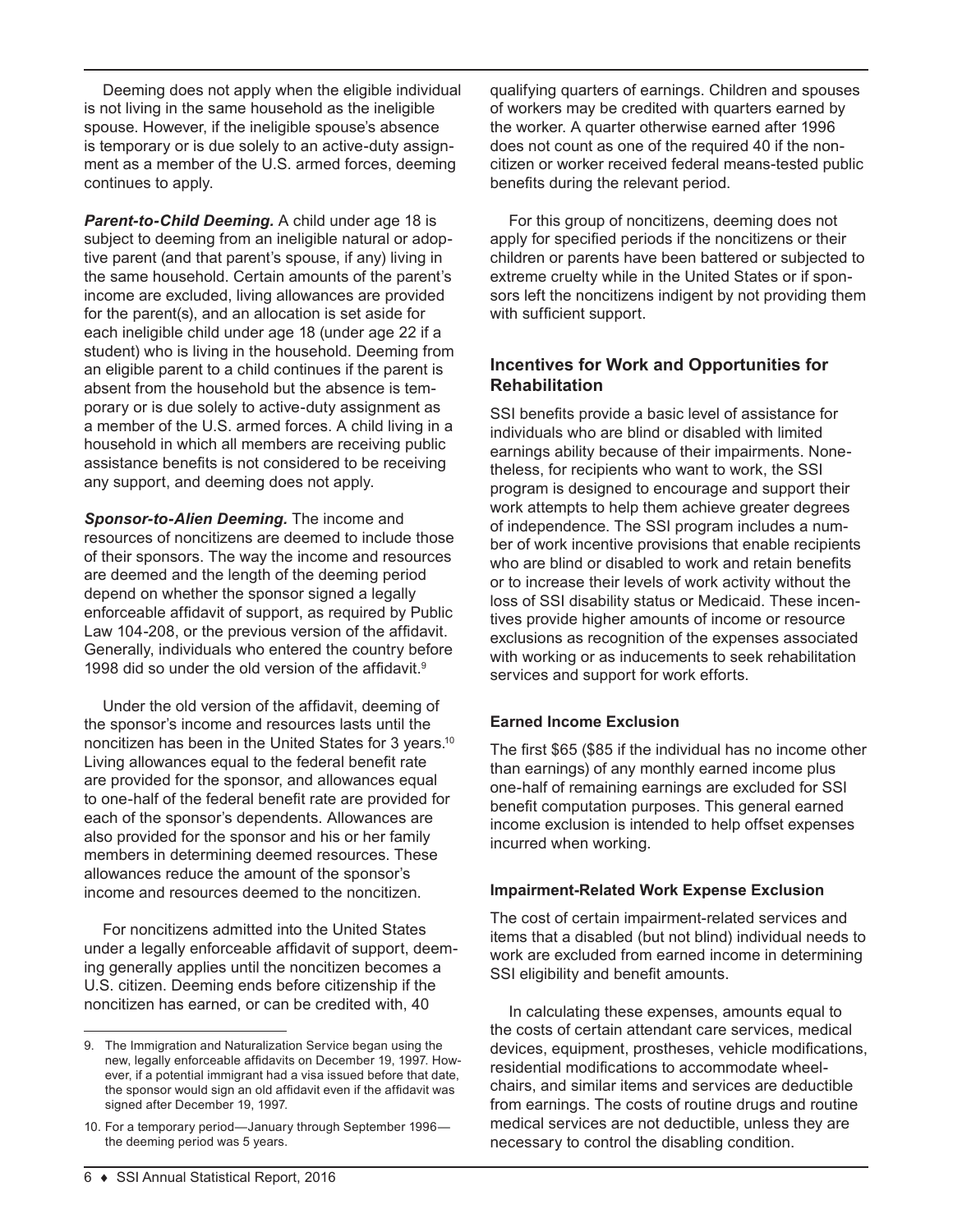Deeming does not apply when the eligible individual is not living in the same household as the ineligible spouse. However, if the ineligible spouse's absence is temporary or is due solely to an active-duty assignment as a member of the U.S. armed forces, deeming continues to apply.

***Parent-to-Child Deeming.*** A child under age 18 is subject to deeming from an ineligible natural or adoptive parent (and that parent's spouse, if any) living in the same household. Certain amounts of the parent's income are excluded, living allowances are provided for the parent(s), and an allocation is set aside for each ineligible child under age 18 (under age 22 if a student) who is living in the household. Deeming from an eligible parent to a child continues if the parent is absent from the household but the absence is temporary or is due solely to active-duty assignment as a member of the U.S. armed forces. A child living in a household in which all members are receiving public assistance benefits is not considered to be receiving any support, and deeming does not apply.

***Sponsor-to-Alien Deeming.*** The income and resources of noncitizens are deemed to include those of their sponsors. The way the income and resources are deemed and the length of the deeming period depend on whether the sponsor signed a legally enforceable affidavit of support, as required by Public Law 104-208, or the previous version of the affidavit. Generally, individuals who entered the country before 1998 did so under the old version of the affidavit.[9]

Under the old version of the affidavit, deeming of the sponsor's income and resources lasts until the noncitizen has been in the United States for 3 years.[10] Living allowances equal to the federal benefit rate are provided for the sponsor, and allowances equal to one-half of the federal benefit rate are provided for each of the sponsor's dependents. Allowances are also provided for the sponsor and his or her family members in determining deemed resources. These allowances reduce the amount of the sponsor's income and resources deemed to the noncitizen.

For noncitizens admitted into the United States under a legally enforceable affidavit of support, deeming generally applies until the noncitizen becomes a U.S. citizen. Deeming ends before citizenship if the noncitizen has earned, or can be credited with, 40 qualifying quarters of earnings. Children and spouses of workers may be credited with quarters earned by the worker. A quarter otherwise earned after 1996 does not count as one of the required 40 if the noncitizen or worker received federal means-tested public benefits during the relevant period.

For this group of noncitizens, deeming does not apply for specified periods if the noncitizens or their children or parents have been battered or subjected to extreme cruelty while in the United States or if sponsors left the noncitizens indigent by not providing them with sufficient support.

## Incentives for Work and Opportunities for Rehabilitation

SSI benefits provide a basic level of assistance for individuals who are blind or disabled with limited earnings ability because of their impairments. Nonetheless, for recipients who want to work, the SSI program is designed to encourage and support their work attempts to help them achieve greater degrees of independence. The SSI program includes a number of work incentive provisions that enable recipients who are blind or disabled to work and retain benefits or to increase their levels of work activity without the loss of SSI disability status or Medicaid. These incentives provide higher amounts of income or resource exclusions as recognition of the expenses associated with working or as inducements to seek rehabilitation services and support for work efforts.

### Earned Income Exclusion

The first $65 ($85 if the individual has no income other than earnings) of any monthly earned income plus one-half of remaining earnings are excluded for SSI benefit computation purposes. This general earned income exclusion is intended to help offset expenses incurred when working.

### Impairment-Related Work Expense Exclusion

The cost of certain impairment-related services and items that a disabled (but not blind) individual needs to work are excluded from earned income in determining SSI eligibility and benefit amounts.

In calculating these expenses, amounts equal to the costs of certain attendant care services, medical devices, equipment, prostheses, vehicle modifications, residential modifications to accommodate wheelchairs, and similar items and services are deductible from earnings. The costs of routine drugs and routine medical services are not deductible, unless they are necessary to control the disabling condition.

---

9. The Immigration and Naturalization Service began using the new, legally enforceable affidavits on December 19, 1997. However, if a potential immigrant had a visa issued before that date, the sponsor would sign an old affidavit even if the affidavit was signed after December 19, 1997.

10. For a temporary period—January through September 1996—the deeming period was 5 years.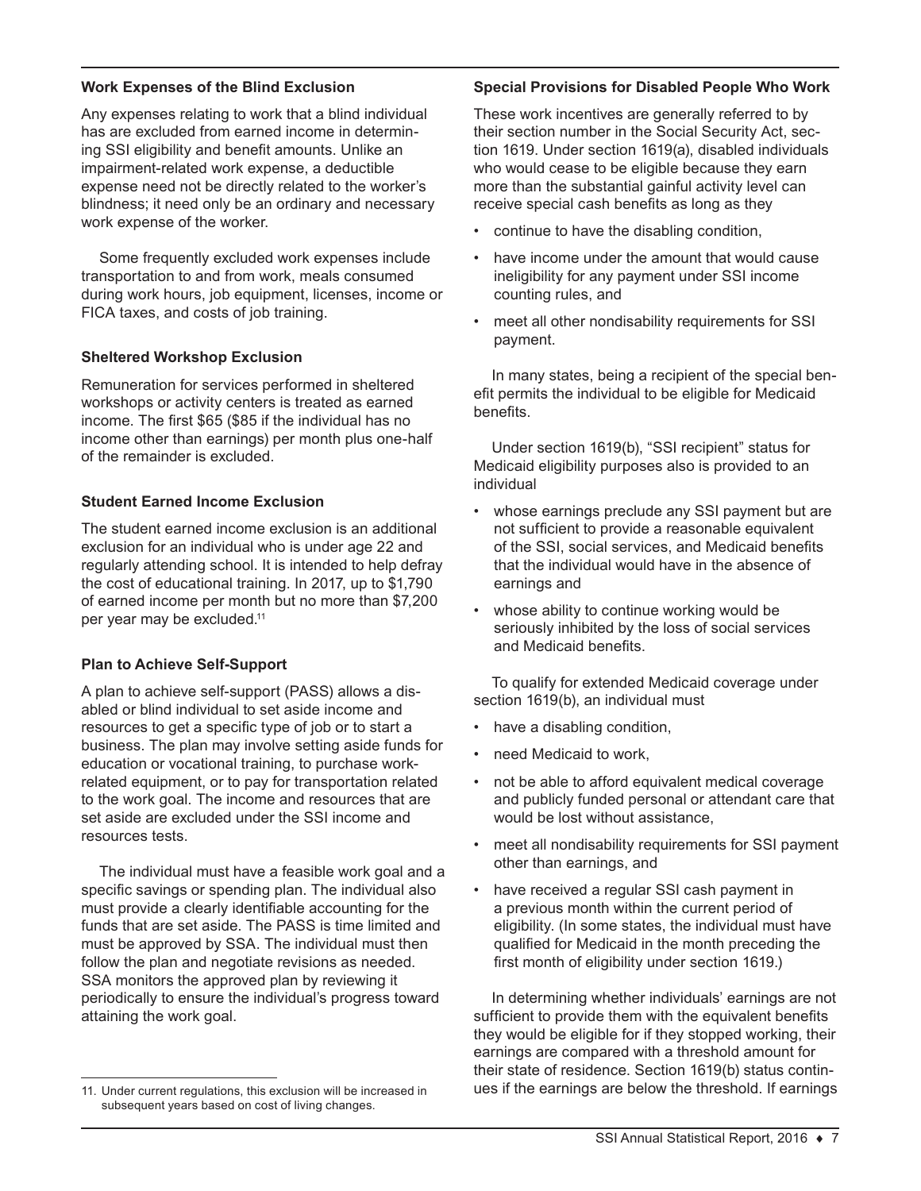### Work Expenses of the Blind Exclusion

Any expenses relating to work that a blind individual has are excluded from earned income in determining SSI eligibility and benefit amounts. Unlike an impairment-related work expense, a deductible expense need not be directly related to the worker's blindness; it need only be an ordinary and necessary work expense of the worker.

Some frequently excluded work expenses include transportation to and from work, meals consumed during work hours, job equipment, licenses, income or FICA taxes, and costs of job training.

### Sheltered Workshop Exclusion

Remuneration for services performed in sheltered workshops or activity centers is treated as earned income. The first $65 ($85 if the individual has no income other than earnings) per month plus one-half of the remainder is excluded.

### Student Earned Income Exclusion

The student earned income exclusion is an additional exclusion for an individual who is under age 22 and regularly attending school. It is intended to help defray the cost of educational training. In 2017, up to $1,790 of earned income per month but no more than $7,200 per year may be excluded.[11]

### Plan to Achieve Self-Support

A plan to achieve self-support (PASS) allows a disabled or blind individual to set aside income and resources to get a specific type of job or to start a business. The plan may involve setting aside funds for education or vocational training, to purchase work-related equipment, or to pay for transportation related to the work goal. The income and resources that are set aside are excluded under the SSI income and resources tests.

The individual must have a feasible work goal and a specific savings or spending plan. The individual also must provide a clearly identifiable accounting for the funds that are set aside. The PASS is time limited and must be approved by SSA. The individual must then follow the plan and negotiate revisions as needed. SSA monitors the approved plan by reviewing it periodically to ensure the individual's progress toward attaining the work goal.

### Special Provisions for Disabled People Who Work

These work incentives are generally referred to by their section number in the Social Security Act, section 1619. Under section 1619(a), disabled individuals who would cease to be eligible because they earn more than the substantial gainful activity level can receive special cash benefits as long as they

- continue to have the disabling condition,
- have income under the amount that would cause ineligibility for any payment under SSI income counting rules, and
- meet all other nondisability requirements for SSI payment.

In many states, being a recipient of the special benefit permits the individual to be eligible for Medicaid benefits.

Under section 1619(b), "SSI recipient" status for Medicaid eligibility purposes also is provided to an individual

- whose earnings preclude any SSI payment but are not sufficient to provide a reasonable equivalent of the SSI, social services, and Medicaid benefits that the individual would have in the absence of earnings and
- whose ability to continue working would be seriously inhibited by the loss of social services and Medicaid benefits.

To qualify for extended Medicaid coverage under section 1619(b), an individual must

- have a disabling condition,
- need Medicaid to work,
- not be able to afford equivalent medical coverage and publicly funded personal or attendant care that would be lost without assistance,
- meet all nondisability requirements for SSI payment other than earnings, and
- have received a regular SSI cash payment in a previous month within the current period of eligibility. (In some states, the individual must have qualified for Medicaid in the month preceding the first month of eligibility under section 1619.)

In determining whether individuals' earnings are not sufficient to provide them with the equivalent benefits they would be eligible for if they stopped working, their earnings are compared with a threshold amount for their state of residence. Section 1619(b) status continues if the earnings are below the threshold. If earnings

---

11. Under current regulations, this exclusion will be increased in subsequent years based on cost of living changes.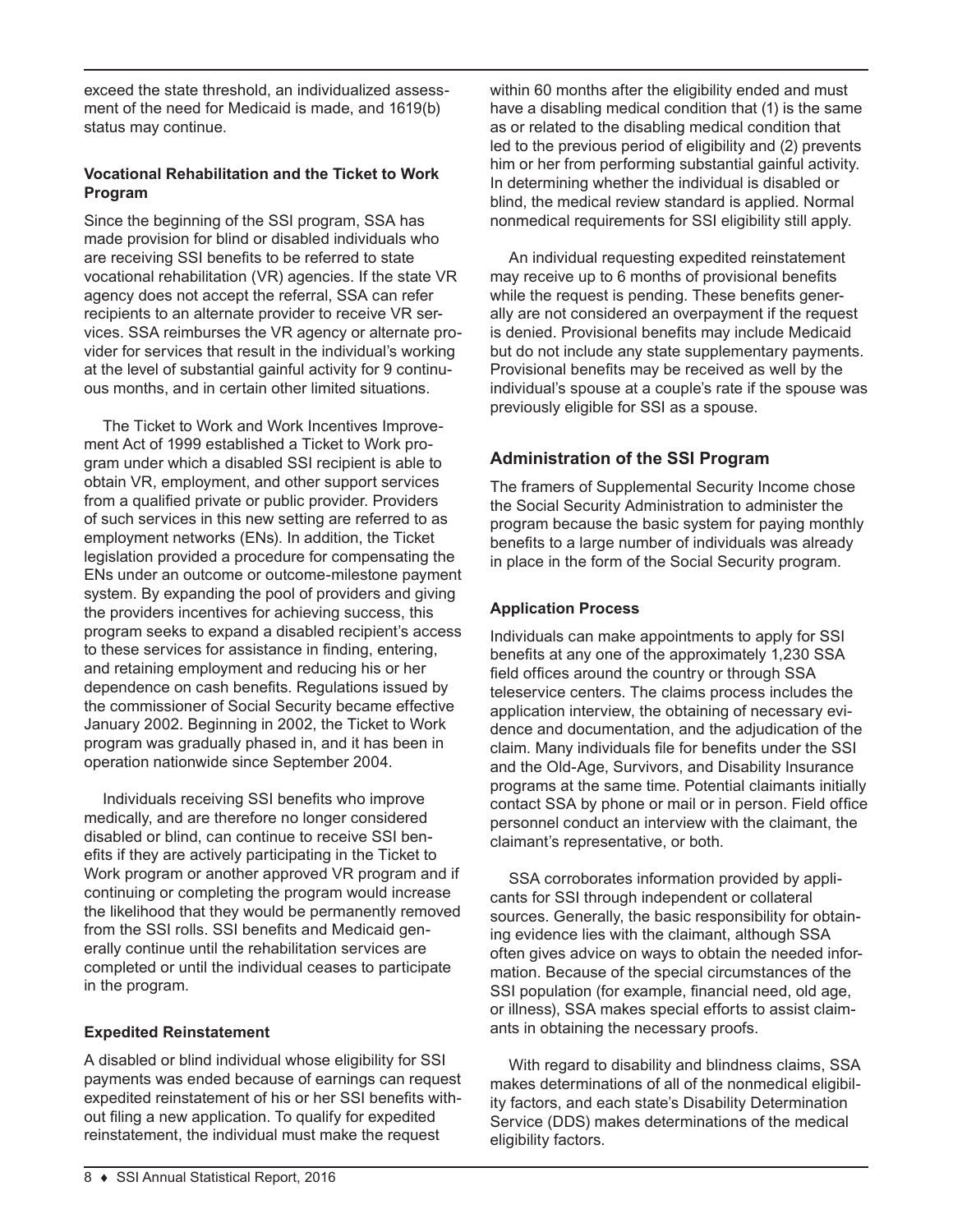exceed the state threshold, an individualized assessment of the need for Medicaid is made, and 1619(b) status may continue.

### Vocational Rehabilitation and the Ticket to Work Program

Since the beginning of the SSI program, SSA has made provision for blind or disabled individuals who are receiving SSI benefits to be referred to state vocational rehabilitation (VR) agencies. If the state VR agency does not accept the referral, SSA can refer recipients to an alternate provider to receive VR services. SSA reimburses the VR agency or alternate provider for services that result in the individual's working at the level of substantial gainful activity for 9 continuous months, and in certain other limited situations.

The Ticket to Work and Work Incentives Improvement Act of 1999 established a Ticket to Work program under which a disabled SSI recipient is able to obtain VR, employment, and other support services from a qualified private or public provider. Providers of such services in this new setting are referred to as employment networks (ENs). In addition, the Ticket legislation provided a procedure for compensating the ENs under an outcome or outcome-milestone payment system. By expanding the pool of providers and giving the providers incentives for achieving success, this program seeks to expand a disabled recipient's access to these services for assistance in finding, entering, and retaining employment and reducing his or her dependence on cash benefits. Regulations issued by the commissioner of Social Security became effective January 2002. Beginning in 2002, the Ticket to Work program was gradually phased in, and it has been in operation nationwide since September 2004.

Individuals receiving SSI benefits who improve medically, and are therefore no longer considered disabled or blind, can continue to receive SSI benefits if they are actively participating in the Ticket to Work program or another approved VR program and if continuing or completing the program would increase the likelihood that they would be permanently removed from the SSI rolls. SSI benefits and Medicaid generally continue until the rehabilitation services are completed or until the individual ceases to participate in the program.

### Expedited Reinstatement

A disabled or blind individual whose eligibility for SSI payments was ended because of earnings can request expedited reinstatement of his or her SSI benefits without filing a new application. To qualify for expedited reinstatement, the individual must make the request within 60 months after the eligibility ended and must have a disabling medical condition that (1) is the same as or related to the disabling medical condition that led to the previous period of eligibility and (2) prevents him or her from performing substantial gainful activity. In determining whether the individual is disabled or blind, the medical review standard is applied. Normal nonmedical requirements for SSI eligibility still apply.

An individual requesting expedited reinstatement may receive up to 6 months of provisional benefits while the request is pending. These benefits generally are not considered an overpayment if the request is denied. Provisional benefits may include Medicaid but do not include any state supplementary payments. Provisional benefits may be received as well by the individual's spouse at a couple's rate if the spouse was previously eligible for SSI as a spouse.

## Administration of the SSI Program

The framers of Supplemental Security Income chose the Social Security Administration to administer the program because the basic system for paying monthly benefits to a large number of individuals was already in place in the form of the Social Security program.

### Application Process

Individuals can make appointments to apply for SSI benefits at any one of the approximately 1,230 SSA field offices around the country or through SSA teleservice centers. The claims process includes the application interview, the obtaining of necessary evidence and documentation, and the adjudication of the claim. Many individuals file for benefits under the SSI and the Old-Age, Survivors, and Disability Insurance programs at the same time. Potential claimants initially contact SSA by phone or mail or in person. Field office personnel conduct an interview with the claimant, the claimant's representative, or both.

SSA corroborates information provided by applicants for SSI through independent or collateral sources. Generally, the basic responsibility for obtaining evidence lies with the claimant, although SSA often gives advice on ways to obtain the needed information. Because of the special circumstances of the SSI population (for example, financial need, old age, or illness), SSA makes special efforts to assist claimants in obtaining the necessary proofs.

With regard to disability and blindness claims, SSA makes determinations of all of the nonmedical eligibility factors, and each state's Disability Determination Service (DDS) makes determinations of the medical eligibility factors.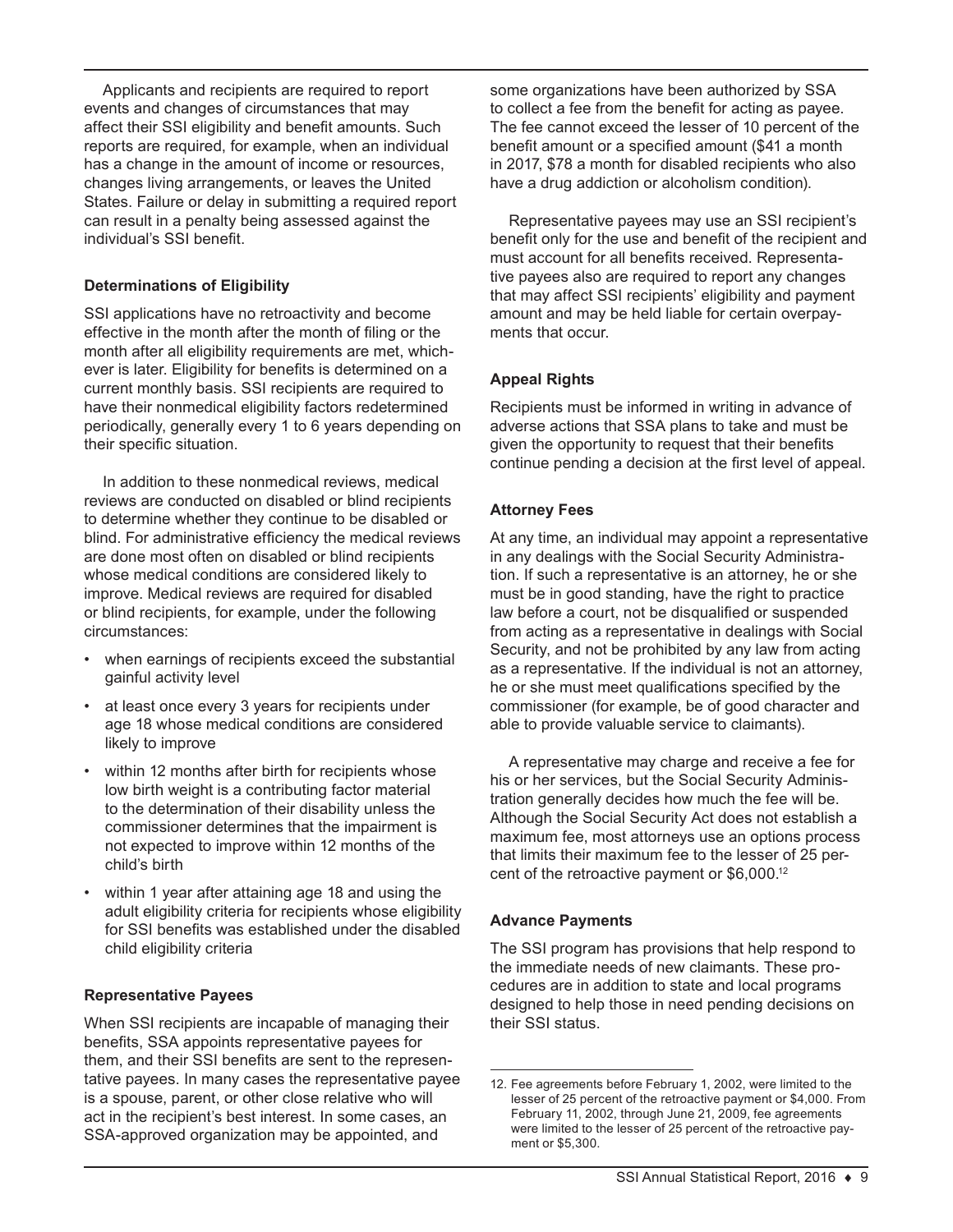Applicants and recipients are required to report events and changes of circumstances that may affect their SSI eligibility and benefit amounts. Such reports are required, for example, when an individual has a change in the amount of income or resources, changes living arrangements, or leaves the United States. Failure or delay in submitting a required report can result in a penalty being assessed against the individual's SSI benefit.

### Determinations of Eligibility

SSI applications have no retroactivity and become effective in the month after the month of filing or the month after all eligibility requirements are met, whichever is later. Eligibility for benefits is determined on a current monthly basis. SSI recipients are required to have their nonmedical eligibility factors redetermined periodically, generally every 1 to 6 years depending on their specific situation.

In addition to these nonmedical reviews, medical reviews are conducted on disabled or blind recipients to determine whether they continue to be disabled or blind. For administrative efficiency the medical reviews are done most often on disabled or blind recipients whose medical conditions are considered likely to improve. Medical reviews are required for disabled or blind recipients, for example, under the following circumstances:

- when earnings of recipients exceed the substantial gainful activity level
- at least once every 3 years for recipients under age 18 whose medical conditions are considered likely to improve
- within 12 months after birth for recipients whose low birth weight is a contributing factor material to the determination of their disability unless the commissioner determines that the impairment is not expected to improve within 12 months of the child's birth
- within 1 year after attaining age 18 and using the adult eligibility criteria for recipients whose eligibility for SSI benefits was established under the disabled child eligibility criteria

### Representative Payees

When SSI recipients are incapable of managing their benefits, SSA appoints representative payees for them, and their SSI benefits are sent to the representative payees. In many cases the representative payee is a spouse, parent, or other close relative who will act in the recipient's best interest. In some cases, an SSA-approved organization may be appointed, and some organizations have been authorized by SSA to collect a fee from the benefit for acting as payee. The fee cannot exceed the lesser of 10 percent of the benefit amount or a specified amount ($41 a month in 2017, $78 a month for disabled recipients who also have a drug addiction or alcoholism condition).

Representative payees may use an SSI recipient's benefit only for the use and benefit of the recipient and must account for all benefits received. Representative payees also are required to report any changes that may affect SSI recipients' eligibility and payment amount and may be held liable for certain overpayments that occur.

### Appeal Rights

Recipients must be informed in writing in advance of adverse actions that SSA plans to take and must be given the opportunity to request that their benefits continue pending a decision at the first level of appeal.

### Attorney Fees

At any time, an individual may appoint a representative in any dealings with the Social Security Administration. If such a representative is an attorney, he or she must be in good standing, have the right to practice law before a court, not be disqualified or suspended from acting as a representative in dealings with Social Security, and not be prohibited by any law from acting as a representative. If the individual is not an attorney, he or she must meet qualifications specified by the commissioner (for example, be of good character and able to provide valuable service to claimants).

A representative may charge and receive a fee for his or her services, but the Social Security Administration generally decides how much the fee will be. Although the Social Security Act does not establish a maximum fee, most attorneys use an options process that limits their maximum fee to the lesser of 25 percent of the retroactive payment or $6,000.[12]

### Advance Payments

The SSI program has provisions that help respond to the immediate needs of new claimants. These procedures are in addition to state and local programs designed to help those in need pending decisions on their SSI status.

---

12. Fee agreements before February 1, 2002, were limited to the lesser of 25 percent of the retroactive payment or $4,000. From February 11, 2002, through June 21, 2009, fee agreements were limited to the lesser of 25 percent of the retroactive payment or $5,300.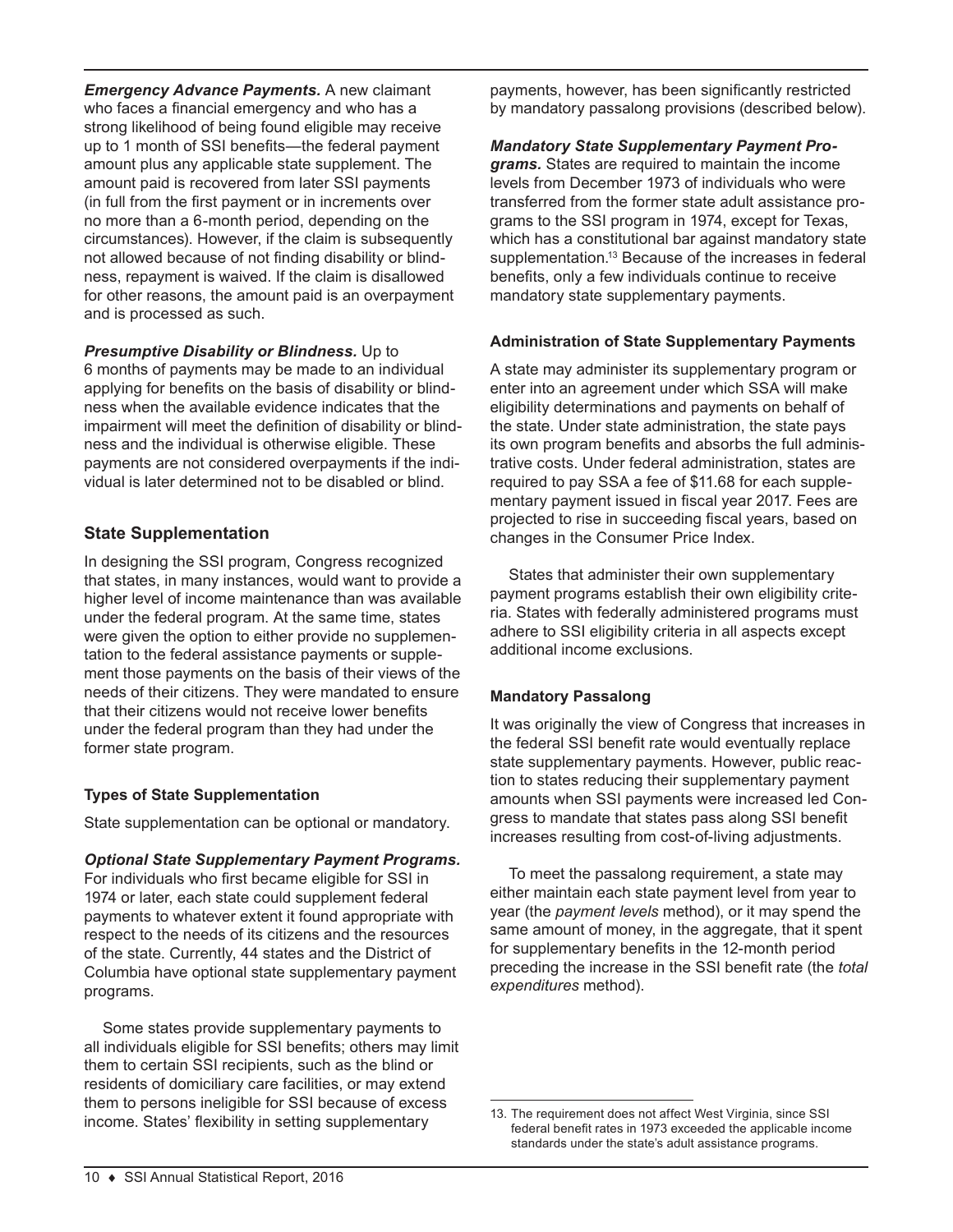***Emergency Advance Payments.*** A new claimant who faces a financial emergency and who has a strong likelihood of being found eligible may receive up to 1 month of SSI benefits—the federal payment amount plus any applicable state supplement. The amount paid is recovered from later SSI payments (in full from the first payment or in increments over no more than a 6-month period, depending on the circumstances). However, if the claim is subsequently not allowed because of not finding disability or blindness, repayment is waived. If the claim is disallowed for other reasons, the amount paid is an overpayment and is processed as such.

***Presumptive Disability or Blindness.*** Up to 6 months of payments may be made to an individual applying for benefits on the basis of disability or blindness when the available evidence indicates that the impairment will meet the definition of disability or blindness and the individual is otherwise eligible. These payments are not considered overpayments if the individual is later determined not to be disabled or blind.

## State Supplementation

In designing the SSI program, Congress recognized that states, in many instances, would want to provide a higher level of income maintenance than was available under the federal program. At the same time, states were given the option to either provide no supplementation to the federal assistance payments or supplement those payments on the basis of their views of the needs of their citizens. They were mandated to ensure that their citizens would not receive lower benefits under the federal program than they had under the former state program.

### Types of State Supplementation

State supplementation can be optional or mandatory.

***Optional State Supplementary Payment Programs.*** For individuals who first became eligible for SSI in 1974 or later, each state could supplement federal payments to whatever extent it found appropriate with respect to the needs of its citizens and the resources of the state. Currently, 44 states and the District of Columbia have optional state supplementary payment programs.

Some states provide supplementary payments to all individuals eligible for SSI benefits; others may limit them to certain SSI recipients, such as the blind or residents of domiciliary care facilities, or may extend them to persons ineligible for SSI because of excess income. States' flexibility in setting supplementary payments, however, has been significantly restricted by mandatory passalong provisions (described below).

***Mandatory State Supplementary Payment Programs.*** States are required to maintain the income levels from December 1973 of individuals who were transferred from the former state adult assistance programs to the SSI program in 1974, except for Texas, which has a constitutional bar against mandatory state supplementation.[13] Because of the increases in federal benefits, only a few individuals continue to receive mandatory state supplementary payments.

### Administration of State Supplementary Payments

A state may administer its supplementary program or enter into an agreement under which SSA will make eligibility determinations and payments on behalf of the state. Under state administration, the state pays its own program benefits and absorbs the full administrative costs. Under federal administration, states are required to pay SSA a fee of $11.68 for each supplementary payment issued in fiscal year 2017. Fees are projected to rise in succeeding fiscal years, based on changes in the Consumer Price Index.

States that administer their own supplementary payment programs establish their own eligibility criteria. States with federally administered programs must adhere to SSI eligibility criteria in all aspects except additional income exclusions.

### Mandatory Passalong

It was originally the view of Congress that increases in the federal SSI benefit rate would eventually replace state supplementary payments. However, public reaction to states reducing their supplementary payment amounts when SSI payments were increased led Congress to mandate that states pass along SSI benefit increases resulting from cost-of-living adjustments.

To meet the passalong requirement, a state may either maintain each state payment level from year to year (the *payment levels* method), or it may spend the same amount of money, in the aggregate, that it spent for supplementary benefits in the 12-month period preceding the increase in the SSI benefit rate (the *total expenditures* method).

13. The requirement does not affect West Virginia, since SSI federal benefit rates in 1973 exceeded the applicable income standards under the state's adult assistance programs.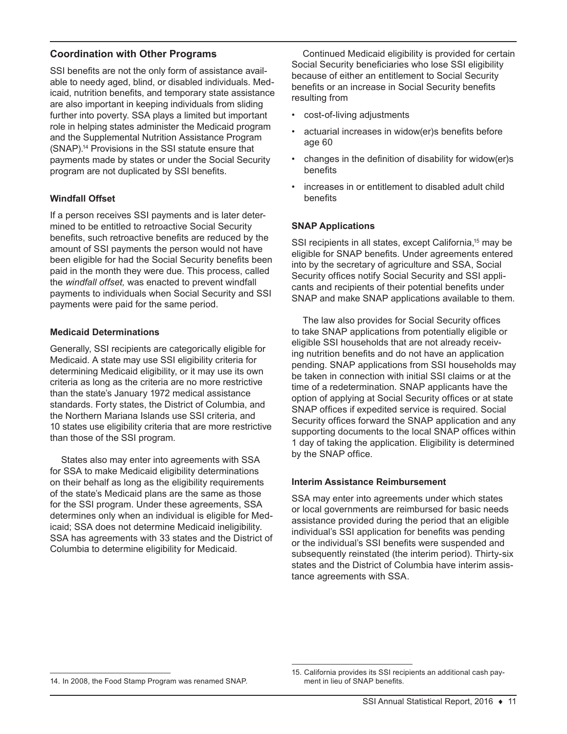## Coordination with Other Programs

SSI benefits are not the only form of assistance available to needy aged, blind, or disabled individuals. Medicaid, nutrition benefits, and temporary state assistance are also important in keeping individuals from sliding further into poverty. SSA plays a limited but important role in helping states administer the Medicaid program and the Supplemental Nutrition Assistance Program (SNAP).[14] Provisions in the SSI statute ensure that payments made by states or under the Social Security program are not duplicated by SSI benefits.

### Windfall Offset

If a person receives SSI payments and is later determined to be entitled to retroactive Social Security benefits, such retroactive benefits are reduced by the amount of SSI payments the person would not have been eligible for had the Social Security benefits been paid in the month they were due. This process, called the *windfall offset,* was enacted to prevent windfall payments to individuals when Social Security and SSI payments were paid for the same period.

### Medicaid Determinations

Generally, SSI recipients are categorically eligible for Medicaid. A state may use SSI eligibility criteria for determining Medicaid eligibility, or it may use its own criteria as long as the criteria are no more restrictive than the state's January 1972 medical assistance standards. Forty states, the District of Columbia, and the Northern Mariana Islands use SSI criteria, and 10 states use eligibility criteria that are more restrictive than those of the SSI program.

States also may enter into agreements with SSA for SSA to make Medicaid eligibility determinations on their behalf as long as the eligibility requirements of the state's Medicaid plans are the same as those for the SSI program. Under these agreements, SSA determines only when an individual is eligible for Medicaid; SSA does not determine Medicaid ineligibility. SSA has agreements with 33 states and the District of Columbia to determine eligibility for Medicaid.

Continued Medicaid eligibility is provided for certain Social Security beneficiaries who lose SSI eligibility because of either an entitlement to Social Security benefits or an increase in Social Security benefits resulting from

- cost-of-living adjustments
- actuarial increases in widow(er)s benefits before age 60
- changes in the definition of disability for widow(er)s benefits
- increases in or entitlement to disabled adult child benefits

### SNAP Applications

SSI recipients in all states, except California,[15] may be eligible for SNAP benefits. Under agreements entered into by the secretary of agriculture and SSA, Social Security offices notify Social Security and SSI applicants and recipients of their potential benefits under SNAP and make SNAP applications available to them.

The law also provides for Social Security offices to take SNAP applications from potentially eligible or eligible SSI households that are not already receiving nutrition benefits and do not have an application pending. SNAP applications from SSI households may be taken in connection with initial SSI claims or at the time of a redetermination. SNAP applicants have the option of applying at Social Security offices or at state SNAP offices if expedited service is required. Social Security offices forward the SNAP application and any supporting documents to the local SNAP offices within 1 day of taking the application. Eligibility is determined by the SNAP office.

### Interim Assistance Reimbursement

SSA may enter into agreements under which states or local governments are reimbursed for basic needs assistance provided during the period that an eligible individual's SSI application for benefits was pending or the individual's SSI benefits were suspended and subsequently reinstated (the interim period). Thirty-six states and the District of Columbia have interim assistance agreements with SSA.

---

14. In 2008, the Food Stamp Program was renamed SNAP.

15. California provides its SSI recipients an additional cash payment in lieu of SNAP benefits.